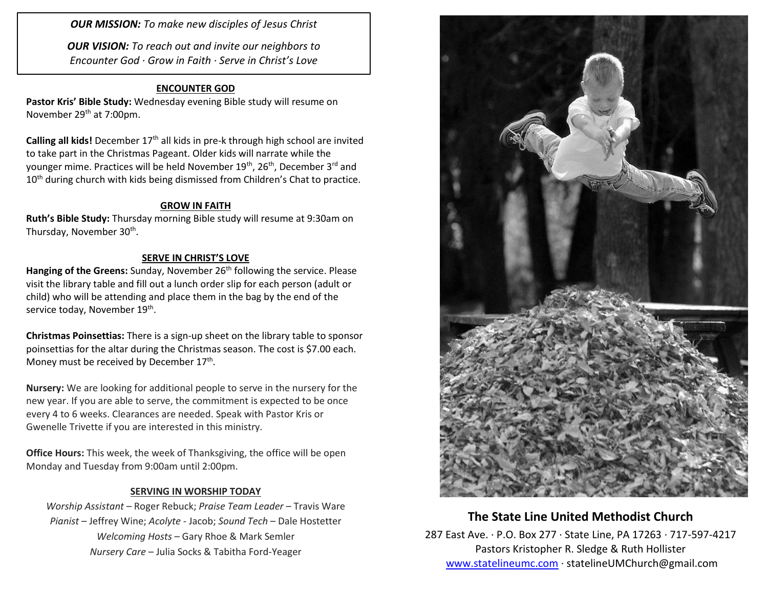***OUR MISSION:*** *To make new disciples of Jesus Christ*

***OUR VISION:*** *To reach out and invite our neighbors to Encounter God · Grow in Faith · Serve in Christ's Love*

## ENCOUNTER GOD

**Pastor Kris' Bible Study:** Wednesday evening Bible study will resume on November 29th at 7:00pm.

**Calling all kids!** December 17th all kids in pre-k through high school are invited to take part in the Christmas Pageant. Older kids will narrate while the younger mime. Practices will be held November 19th, 26th, December 3rd and 10th during church with kids being dismissed from Children's Chat to practice.

## GROW IN FAITH

**Ruth's Bible Study:** Thursday morning Bible study will resume at 9:30am on Thursday, November 30th.

## SERVE IN CHRIST'S LOVE

**Hanging of the Greens:** Sunday, November 26th following the service. Please visit the library table and fill out a lunch order slip for each person (adult or child) who will be attending and place them in the bag by the end of the service today, November 19th.

**Christmas Poinsettias:** There is a sign-up sheet on the library table to sponsor poinsettias for the altar during the Christmas season. The cost is $7.00 each. Money must be received by December 17th.

**Nursery:** We are looking for additional people to serve in the nursery for the new year. If you are able to serve, the commitment is expected to be once every 4 to 6 weeks. Clearances are needed. Speak with Pastor Kris or Gwenelle Trivette if you are interested in this ministry.

**Office Hours:** This week, the week of Thanksgiving, the office will be open Monday and Tuesday from 9:00am until 2:00pm.

## SERVING IN WORSHIP TODAY

*Worship Assistant* – Roger Rebuck; *Praise Team Leader* – Travis Ware
*Pianist* – Jeffrey Wine; *Acolyte* - Jacob; *Sound Tech* – Dale Hostetter
*Welcoming Hosts* – Gary Rhoe & Mark Semler
*Nursery Care* – Julia Socks & Tabitha Ford-Yeager

## The State Line United Methodist Church

287 East Ave. · P.O. Box 277 · State Line, PA 17263 · 717-597-4217
Pastors Kristopher R. Sledge & Ruth Hollister
www.statelineumc.com · statelineUMChurch@gmail.com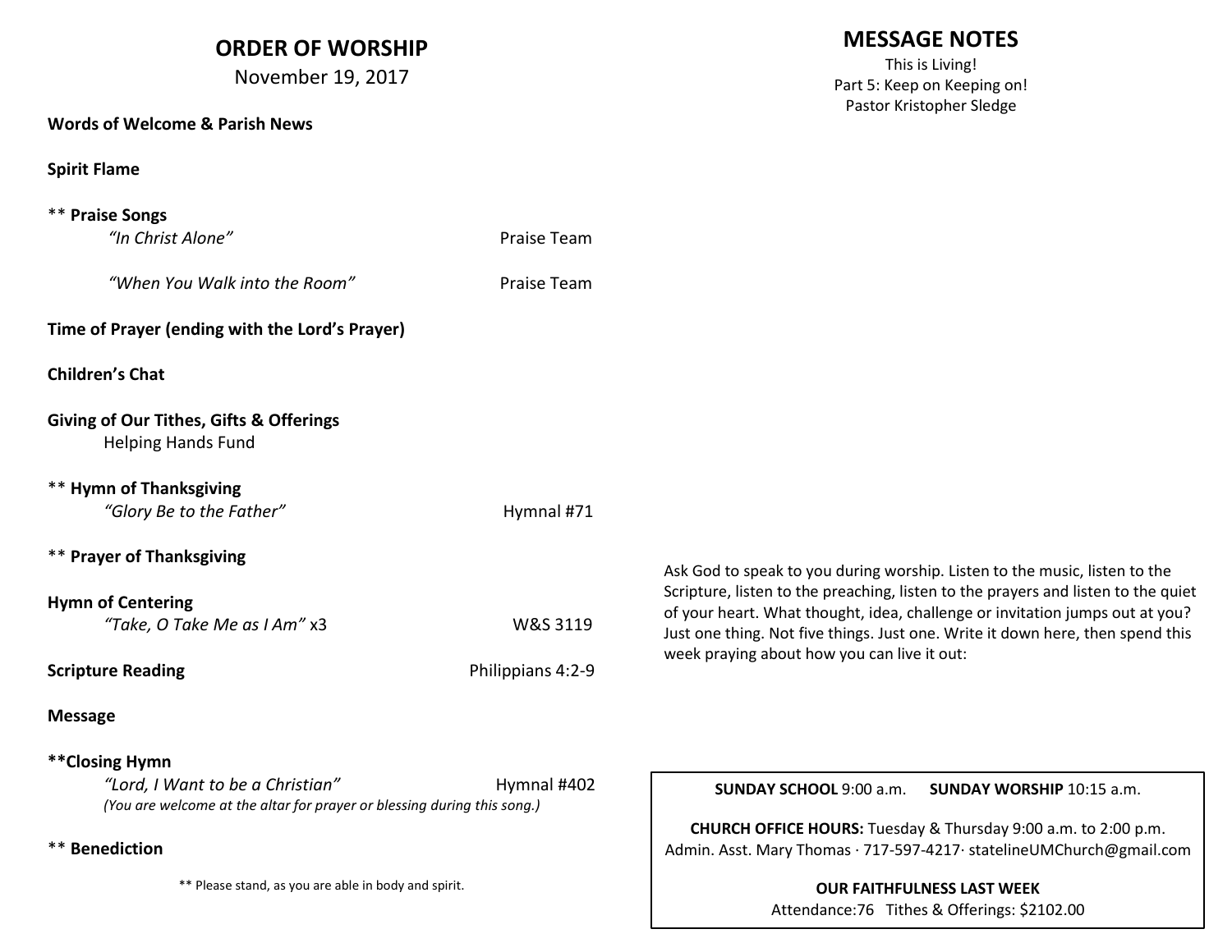## ORDER OF WORSHIP

November 19, 2017

**Words of Welcome & Parish News**

**Spirit Flame**

** **Praise Songs**

*"In Christ Alone"* — Praise Team

*"When You Walk into the Room"* — Praise Team

**Time of Prayer (ending with the Lord's Prayer)**

**Children's Chat**

**Giving of Our Tithes, Gifts & Offerings**

Helping Hands Fund

** **Hymn of Thanksgiving**

*"Glory Be to the Father"* — Hymnal #71

** **Prayer of Thanksgiving**

**Hymn of Centering**

*"Take, O Take Me as I Am"* x3 — W&S 3119

**Scripture Reading** — Philippians 4:2-9

**Message**

****Closing Hymn**

*"Lord, I Want to be a Christian"* — Hymnal #402

*(You are welcome at the altar for prayer or blessing during this song.)*

** **Benediction**

** Please stand, as you are able in body and spirit.

## MESSAGE NOTES

This is Living!
Part 5: Keep on Keeping on!
Pastor Kristopher Sledge

Ask God to speak to you during worship. Listen to the music, listen to the Scripture, listen to the preaching, listen to the prayers and listen to the quiet of your heart. What thought, idea, challenge or invitation jumps out at you? Just one thing. Not five things. Just one. Write it down here, then spend this week praying about how you can live it out:

**SUNDAY SCHOOL** 9:00 a.m. **SUNDAY WORSHIP** 10:15 a.m.

**CHURCH OFFICE HOURS:** Tuesday & Thursday 9:00 a.m. to 2:00 p.m.
Admin. Asst. Mary Thomas · 717-597-4217· statelineUMChurch@gmail.com

**OUR FAITHFULNESS LAST WEEK**

Attendance:76 Tithes & Offerings: $2102.00